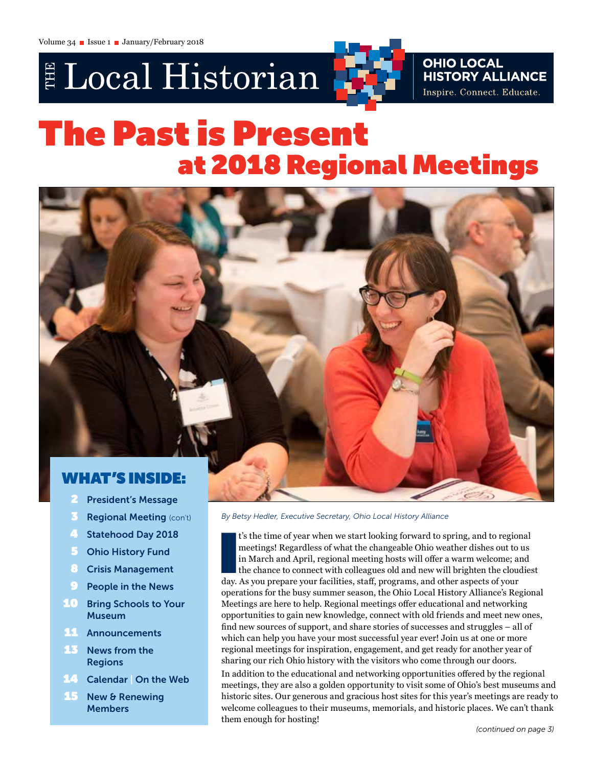# The Local Historian

**OHIO LOCAL HISTORY ALLIANCE**
Inspire. Connect. Educate.

# The Past is Present at 2018 Regional Meetings

## WHAT'S INSIDE:

- 2 President's Message
- 3 Regional Meeting (con't)
- 4 Statehood Day 2018
- 5 Ohio History Fund
- 8 Crisis Management
- 9 People in the News
- 10 Bring Schools to Your Museum
- 11 Announcements
- 13 News from the Regions
- 14 Calendar | On the Web
- 15 New & Renewing Members

*By Betsy Hedler, Executive Secretary, Ohio Local History Alliance*

It's the time of year when we start looking forward to spring, and to regional meetings! Regardless of what the changeable Ohio weather dishes out to us in March and April, regional meeting hosts will offer a warm welcome; and the chance to connect with colleagues old and new will brighten the cloudiest day. As you prepare your facilities, staff, programs, and other aspects of your operations for the busy summer season, the Ohio Local History Alliance's Regional Meetings are here to help. Regional meetings offer educational and networking opportunities to gain new knowledge, connect with old friends and meet new ones, find new sources of support, and share stories of successes and struggles – all of which can help you have your most successful year ever! Join us at one or more regional meetings for inspiration, engagement, and get ready for another year of sharing our rich Ohio history with the visitors who come through our doors.

In addition to the educational and networking opportunities offered by the regional meetings, they are also a golden opportunity to visit some of Ohio's best museums and historic sites. Our generous and gracious host sites for this year's meetings are ready to welcome colleagues to their museums, memorials, and historic places. We can't thank them enough for hosting!

*(continued on page 3)*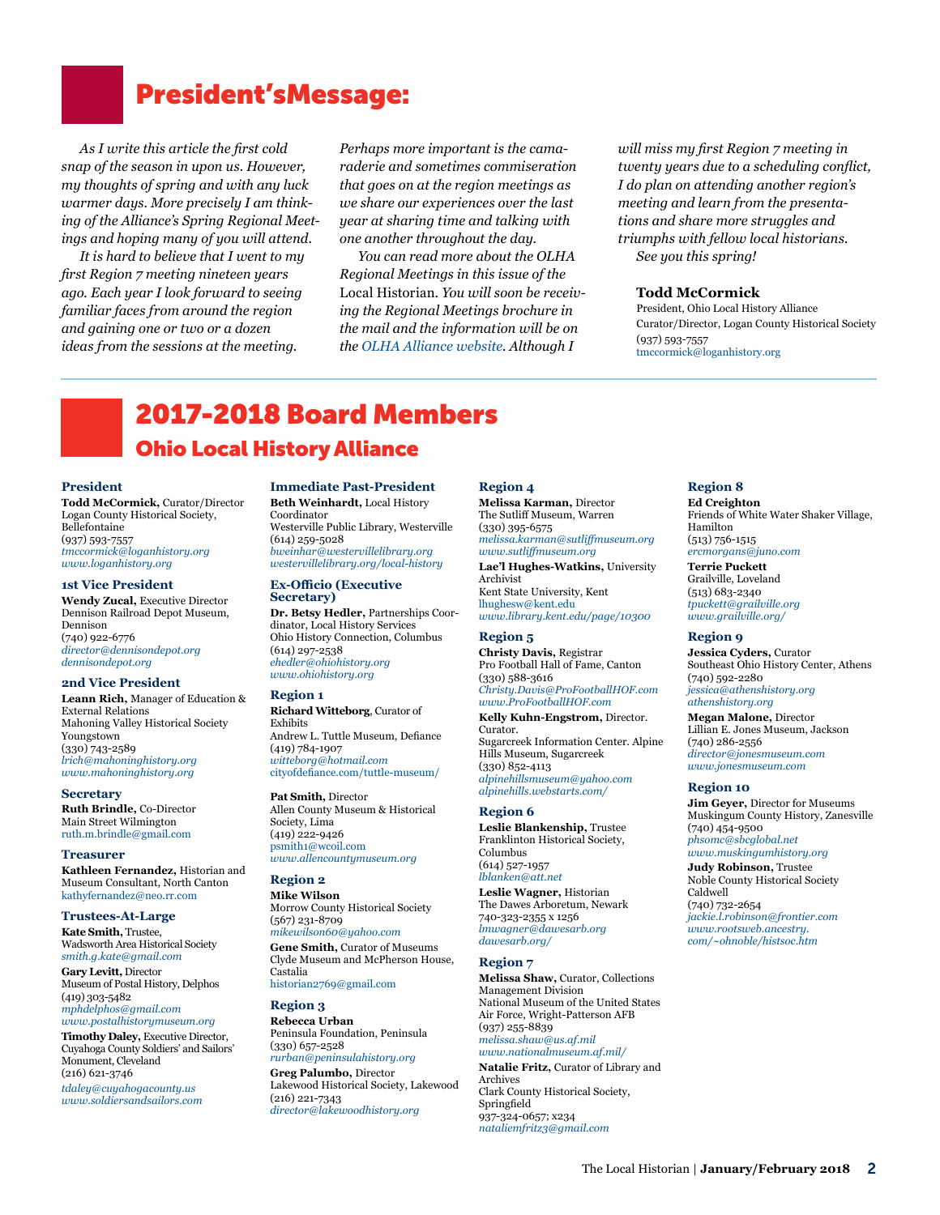# President'sMessage:

*As I write this article the first cold snap of the season in upon us. However, my thoughts of spring and with any luck warmer days. More precisely I am thinking of the Alliance's Spring Regional Meetings and hoping many of you will attend.*

*It is hard to believe that I went to my first Region 7 meeting nineteen years ago. Each year I look forward to seeing familiar faces from around the region and gaining one or two or a dozen ideas from the sessions at the meeting.*

*Perhaps more important is the camaraderie and sometimes commiseration that goes on at the region meetings as we share our experiences over the last year at sharing time and talking with one another throughout the day.*

*You can read more about the OLHA Regional Meetings in this issue of the* Local Historian. *You will soon be receiving the Regional Meetings brochure in the mail and the information will be on the OLHA Alliance website. Although I will miss my first Region 7 meeting in twenty years due to a scheduling conflict, I do plan on attending another region's meeting and learn from the presentations and share more struggles and triumphs with fellow local historians.*

*See you this spring!*

**Todd McCormick**
President, Ohio Local History Alliance
Curator/Director, Logan County Historical Society
(937) 593-7557
tmccormick@loganhistory.org

# 2017-2018 Board Members

## Ohio Local History Alliance

### President
**Todd McCormick,** Curator/Director
Logan County Historical Society, Bellefontaine
(937) 593-7557
*tmccormick@loganhistory.org*
*www.loganhistory.org*

### 1st Vice President
**Wendy Zucal,** Executive Director
Dennison Railroad Depot Museum, Dennison
(740) 922-6776
*director@dennisondepot.org*
*dennisondepot.org*

### 2nd Vice President
**Leann Rich,** Manager of Education & External Relations
Mahoning Valley Historical Society
Youngstown
(330) 743-2589
*lrich@mahoninghistory.org*
*www.mahoninghistory.org*

### Secretary
**Ruth Brindle,** Co-Director
Main Street Wilmington
ruth.m.brindle@gmail.com

### Treasurer
**Kathleen Fernandez,** Historian and Museum Consultant, North Canton
kathyfernandez@neo.rr.com

### Trustees-At-Large
**Kate Smith,** Trustee,
Wadsworth Area Historical Society
*smith.g.kate@gmail.com*

**Gary Levitt,** Director
Museum of Postal History, Delphos
(419) 303-5482
*mphdelphos@gmail.com*
*www.postalhistorymuseum.org*

**Timothy Daley,** Executive Director,
Cuyahoga County Soldiers' and Sailors' Monument, Cleveland
(216) 621-3746
*tdaley@cuyahogacounty.us*
*www.soldiersandsailors.com*

### Immediate Past-President
**Beth Weinhardt,** Local History Coordinator
Westerville Public Library, Westerville
(614) 259-5028
*bweinhar@westervillelibrary.org*
*westervillelibrary.org/local-history*

### Ex-Officio (Executive Secretary)
**Dr. Betsy Hedler,** Partnerships Coordinator, Local History Services
Ohio History Connection, Columbus
(614) 297-2538
*ehedler@ohiohistory.org*
*www.ohiohistory.org*

### Region 1
**Richard Witteborg**, Curator of Exhibits
Andrew L. Tuttle Museum, Defiance
(419) 784-1907
*witteborg@hotmail.com*
cityofdefiance.com/tuttle-museum/

**Pat Smith,** Director
Allen County Museum & Historical Society, Lima
(419) 222-9426
psmith1@wcoil.com
*www.allencountymuseum.org*

### Region 2
**Mike Wilson**
Morrow County Historical Society
(567) 231-8709
*mikewilson60@yahoo.com*

**Gene Smith,** Curator of Museums
Clyde Museum and McPherson House, Castalia
historian2769@gmail.com

### Region 3
**Rebecca Urban**
Peninsula Foundation, Peninsula
(330) 657-2528
*rurban@peninsulahistory.org*

**Greg Palumbo,** Director
Lakewood Historical Society, Lakewood
(216) 221-7343
*director@lakewoodhistory.org*

### Region 4
**Melissa Karman,** Director
The Sutliff Museum, Warren
(330) 395-6575
*melissa.karman@sutliffmuseum.org*
*www.sutliffmuseum.org*

**Lae'l Hughes-Watkins,** University Archivist
Kent State University, Kent
lhughesw@kent.edu
*www.library.kent.edu/page/10300*

### Region 5
**Christy Davis,** Registrar
Pro Football Hall of Fame, Canton
(330) 588-3616
*Christy.Davis@ProFootballHOF.com*
*www.ProFootballHOF.com*

**Kelly Kuhn-Engstrom,** Director. Curator.
Sugarcreek Information Center. Alpine Hills Museum, Sugarcreek
(330) 852-4113
*alpinehillsmuseum@yahoo.com*
*alpinehills.webstarts.com/*

### Region 6
**Leslie Blankenship,** Trustee
Franklinton Historical Society, Columbus
(614) 527-1957
*lblanken@att.net*

**Leslie Wagner,** Historian
The Dawes Arboretum, Newark
740-323-2355 x 1256
*lmwagner@dawesarb.org*
*dawesarb.org/*

### Region 7
**Melissa Shaw,** Curator, Collections Management Division
National Museum of the United States Air Force, Wright-Patterson AFB
(937) 255-8839
*melissa.shaw@us.af.mil*
*www.nationalmuseum.af.mil/*

**Natalie Fritz,** Curator of Library and Archives
Clark County Historical Society, Springfield
937-324-0657; x234
*nataliemfritz3@gmail.com*

### Region 8
**Ed Creighton**
Friends of White Water Shaker Village, Hamilton
(513) 756-1515
*ercmorgans@juno.com*

**Terrie Puckett**
Grailville, Loveland
(513) 683-2340
*tpuckett@grailville.org*
*www.grailville.org/*

### Region 9
**Jessica Cyders,** Curator
Southeast Ohio History Center, Athens
(740) 592-2280
*jessica@athenshistory.org*
*athenshistory.org*

**Megan Malone,** Director
Lillian E. Jones Museum, Jackson
(740) 286-2556
*director@jonesmuseum.com*
*www.jonesmuseum.com*

### Region 10
**Jim Geyer,** Director for Museums
Muskingum County History, Zanesville
(740) 454-9500
*phsomc@sbcglobal.net*
*www.muskingumhistory.org*

**Judy Robinson,** Trustee
Noble County Historical Society
Caldwell
(740) 732-2654
*jackie.l.robinson@frontier.com*
*www.rootsweb.ancestry.com/~ohnoble/histsoc.htm*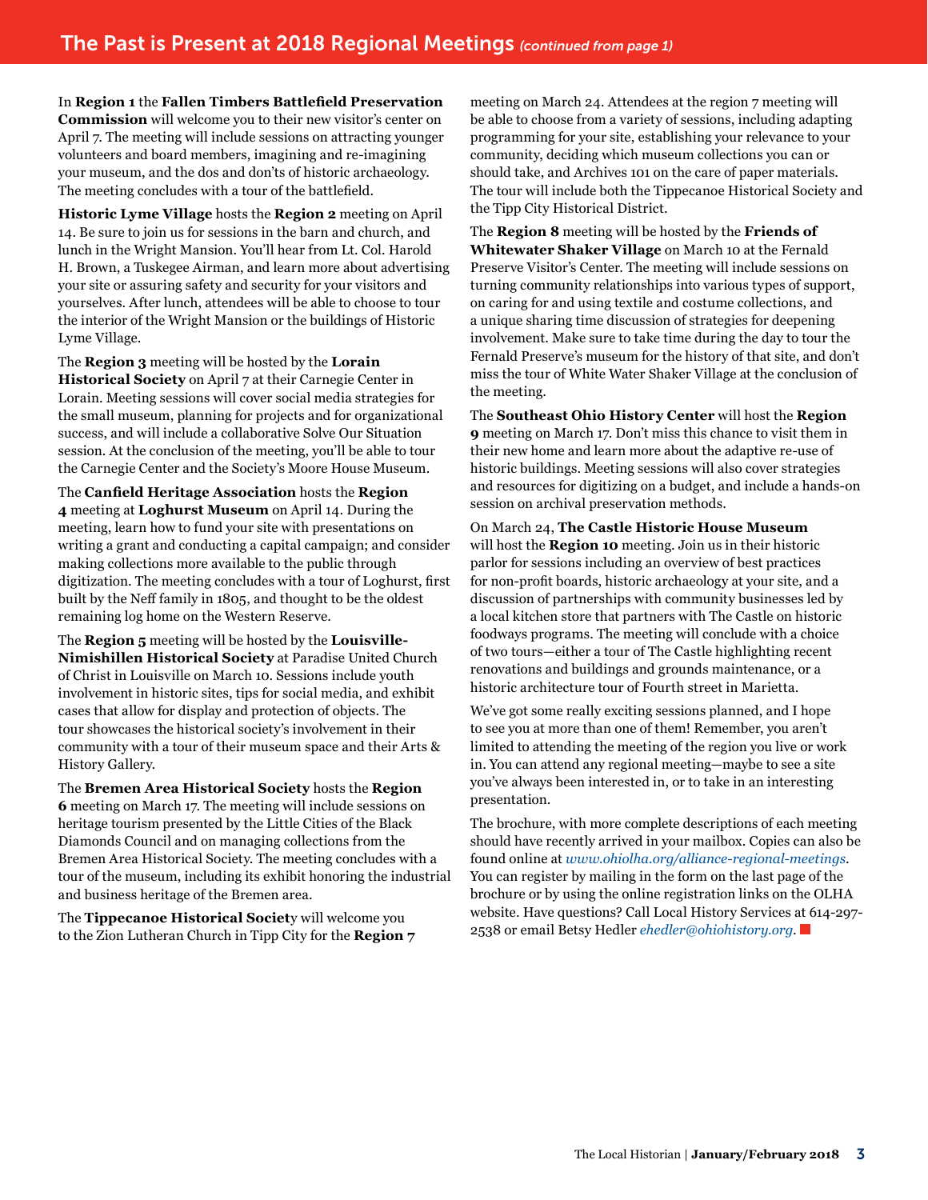## The Past is Present at 2018 Regional Meetings *(continued from page 1)*

In **Region 1** the **Fallen Timbers Battlefield Preservation Commission** will welcome you to their new visitor's center on April 7. The meeting will include sessions on attracting younger volunteers and board members, imagining and re-imagining your museum, and the dos and don'ts of historic archaeology. The meeting concludes with a tour of the battlefield.

**Historic Lyme Village** hosts the **Region 2** meeting on April 14. Be sure to join us for sessions in the barn and church, and lunch in the Wright Mansion. You'll hear from Lt. Col. Harold H. Brown, a Tuskegee Airman, and learn more about advertising your site or assuring safety and security for your visitors and yourselves. After lunch, attendees will be able to choose to tour the interior of the Wright Mansion or the buildings of Historic Lyme Village.

The **Region 3** meeting will be hosted by the **Lorain Historical Society** on April 7 at their Carnegie Center in Lorain. Meeting sessions will cover social media strategies for the small museum, planning for projects and for organizational success, and will include a collaborative Solve Our Situation session. At the conclusion of the meeting, you'll be able to tour the Carnegie Center and the Society's Moore House Museum.

The **Canfield Heritage Association** hosts the **Region 4** meeting at **Loghurst Museum** on April 14. During the meeting, learn how to fund your site with presentations on writing a grant and conducting a capital campaign; and consider making collections more available to the public through digitization. The meeting concludes with a tour of Loghurst, first built by the Neff family in 1805, and thought to be the oldest remaining log home on the Western Reserve.

The **Region 5** meeting will be hosted by the **Louisville-Nimishillen Historical Society** at Paradise United Church of Christ in Louisville on March 10. Sessions include youth involvement in historic sites, tips for social media, and exhibit cases that allow for display and protection of objects. The tour showcases the historical society's involvement in their community with a tour of their museum space and their Arts & History Gallery.

The **Bremen Area Historical Society** hosts the **Region 6** meeting on March 17. The meeting will include sessions on heritage tourism presented by the Little Cities of the Black Diamonds Council and on managing collections from the Bremen Area Historical Society. The meeting concludes with a tour of the museum, including its exhibit honoring the industrial and business heritage of the Bremen area.

The **Tippecanoe Historical Society** will welcome you to the Zion Lutheran Church in Tipp City for the **Region 7** meeting on March 24. Attendees at the region 7 meeting will be able to choose from a variety of sessions, including adapting programming for your site, establishing your relevance to your community, deciding which museum collections you can or should take, and Archives 101 on the care of paper materials. The tour will include both the Tippecanoe Historical Society and the Tipp City Historical District.

The **Region 8** meeting will be hosted by the **Friends of Whitewater Shaker Village** on March 10 at the Fernald Preserve Visitor's Center. The meeting will include sessions on turning community relationships into various types of support, on caring for and using textile and costume collections, and a unique sharing time discussion of strategies for deepening involvement. Make sure to take time during the day to tour the Fernald Preserve's museum for the history of that site, and don't miss the tour of White Water Shaker Village at the conclusion of the meeting.

The **Southeast Ohio History Center** will host the **Region 9** meeting on March 17. Don't miss this chance to visit them in their new home and learn more about the adaptive re-use of historic buildings. Meeting sessions will also cover strategies and resources for digitizing on a budget, and include a hands-on session on archival preservation methods.

On March 24, **The Castle Historic House Museum** will host the **Region 10** meeting. Join us in their historic parlor for sessions including an overview of best practices for non-profit boards, historic archaeology at your site, and a discussion of partnerships with community businesses led by a local kitchen store that partners with The Castle on historic foodways programs. The meeting will conclude with a choice of two tours—either a tour of The Castle highlighting recent renovations and buildings and grounds maintenance, or a historic architecture tour of Fourth street in Marietta.

We've got some really exciting sessions planned, and I hope to see you at more than one of them! Remember, you aren't limited to attending the meeting of the region you live or work in. You can attend any regional meeting—maybe to see a site you've always been interested in, or to take in an interesting presentation.

The brochure, with more complete descriptions of each meeting should have recently arrived in your mailbox. Copies can also be found online at *www.ohiolha.org/alliance-regional-meetings*. You can register by mailing in the form on the last page of the brochure or by using the online registration links on the OLHA website. Have questions? Call Local History Services at 614-297-2538 or email Betsy Hedler *ehedler@ohiohistory.org*.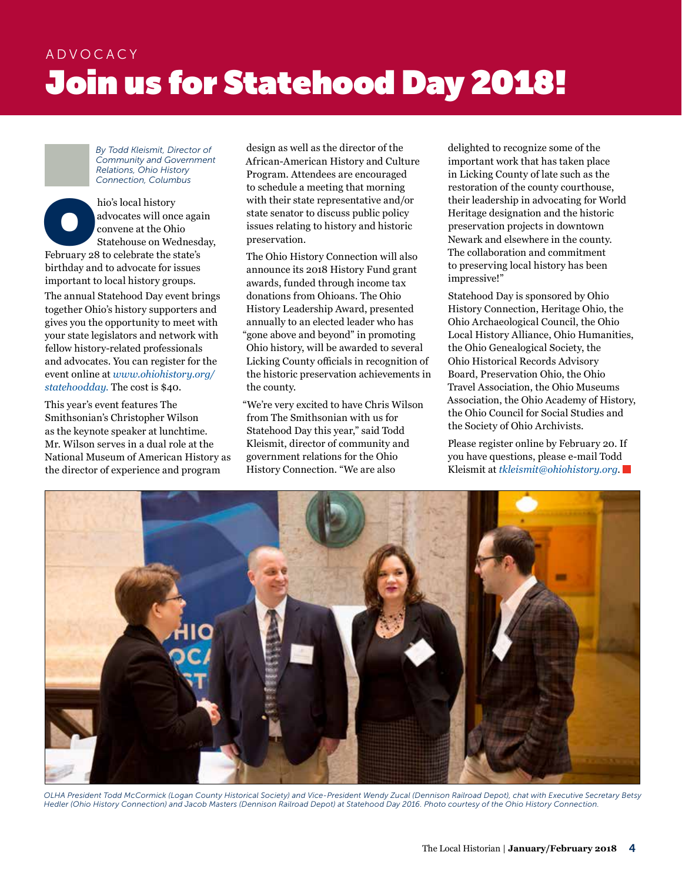ADVOCACY

# Join us for Statehood Day 2018!

*By Todd Kleismit, Director of Community and Government Relations, Ohio History Connection, Columbus*

Ohio's local history advocates will once again convene at the Ohio Statehouse on Wednesday, February 28 to celebrate the state's birthday and to advocate for issues important to local history groups.

The annual Statehood Day event brings together Ohio's history supporters and gives you the opportunity to meet with your state legislators and network with fellow history-related professionals and advocates. You can register for the event online at *www.ohiohistory.org/statehoodday.* The cost is $40.

This year's event features The Smithsonian's Christopher Wilson as the keynote speaker at lunchtime. Mr. Wilson serves in a dual role at the National Museum of American History as the director of experience and program design as well as the director of the African-American History and Culture Program. Attendees are encouraged to schedule a meeting that morning with their state representative and/or state senator to discuss public policy issues relating to history and historic preservation.

The Ohio History Connection will also announce its 2018 History Fund grant awards, funded through income tax donations from Ohioans. The Ohio History Leadership Award, presented annually to an elected leader who has "gone above and beyond" in promoting Ohio history, will be awarded to several Licking County officials in recognition of the historic preservation achievements in the county.

"We're very excited to have Chris Wilson from The Smithsonian with us for Statehood Day this year," said Todd Kleismit, director of community and government relations for the Ohio History Connection. "We are also delighted to recognize some of the important work that has taken place in Licking County of late such as the restoration of the county courthouse, their leadership in advocating for World Heritage designation and the historic preservation projects in downtown Newark and elsewhere in the county. The collaboration and commitment to preserving local history has been impressive!"

Statehood Day is sponsored by Ohio History Connection, Heritage Ohio, the Ohio Archaeological Council, the Ohio Local History Alliance, Ohio Humanities, the Ohio Genealogical Society, the Ohio Historical Records Advisory Board, Preservation Ohio, the Ohio Travel Association, the Ohio Museums Association, the Ohio Academy of History, the Ohio Council for Social Studies and the Society of Ohio Archivists.

Please register online by February 20. If you have questions, please e-mail Todd Kleismit at *tkleismit@ohiohistory.org*.

*OLHA President Todd McCormick (Logan County Historical Society) and Vice-President Wendy Zucal (Dennison Railroad Depot), chat with Executive Secretary Betsy Hedler (Ohio History Connection) and Jacob Masters (Dennison Railroad Depot) at Statehood Day 2016. Photo courtesy of the Ohio History Connection.*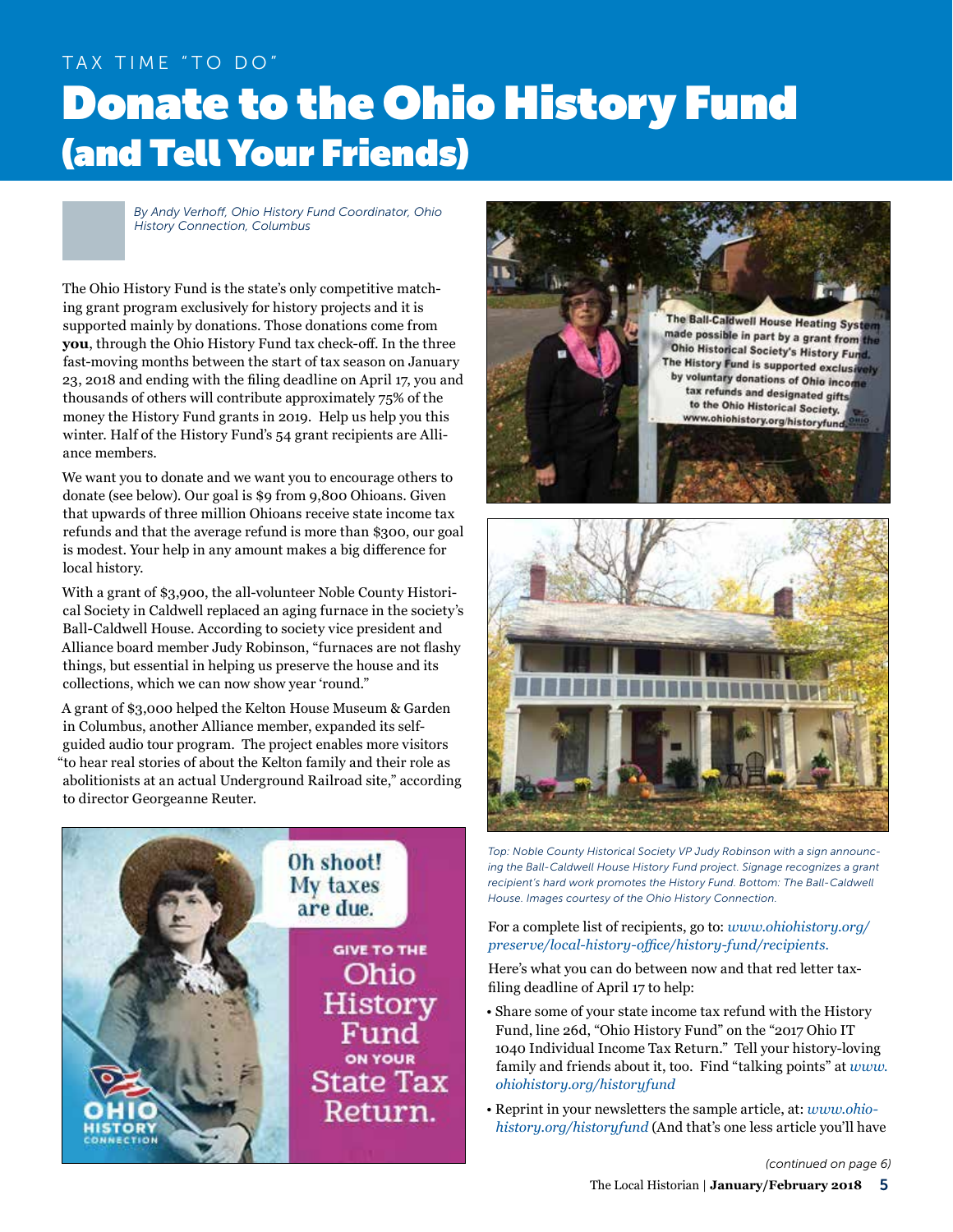TAX TIME "TO DO"

# Donate to the Ohio History Fund (and Tell Your Friends)

*By Andy Verhoff, Ohio History Fund Coordinator, Ohio History Connection, Columbus*

The Ohio History Fund is the state's only competitive matching grant program exclusively for history projects and it is supported mainly by donations. Those donations come from **you**, through the Ohio History Fund tax check-off. In the three fast-moving months between the start of tax season on January 23, 2018 and ending with the filing deadline on April 17, you and thousands of others will contribute approximately 75% of the money the History Fund grants in 2019. Help us help you this winter. Half of the History Fund's 54 grant recipients are Alliance members.

We want you to donate and we want you to encourage others to donate (see below). Our goal is $9 from 9,800 Ohioans. Given that upwards of three million Ohioans receive state income tax refunds and that the average refund is more than $300, our goal is modest. Your help in any amount makes a big difference for local history.

With a grant of $3,900, the all-volunteer Noble County Historical Society in Caldwell replaced an aging furnace in the society's Ball-Caldwell House. According to society vice president and Alliance board member Judy Robinson, "furnaces are not flashy things, but essential in helping us preserve the house and its collections, which we can now show year 'round."

A grant of $3,000 helped the Kelton House Museum & Garden in Columbus, another Alliance member, expanded its self-guided audio tour program. The project enables more visitors "to hear real stories of about the Kelton family and their role as abolitionists at an actual Underground Railroad site," according to director Georgeanne Reuter.

*Top: Noble County Historical Society VP Judy Robinson with a sign announcing the Ball-Caldwell House History Fund project. Signage recognizes a grant recipient's hard work promotes the History Fund. Bottom: The Ball-Caldwell House. Images courtesy of the Ohio History Connection.*

For a complete list of recipients, go to: *www.ohiohistory.org/preserve/local-history-office/history-fund/recipients.*

Here's what you can do between now and that red letter tax-filing deadline of April 17 to help:

- Share some of your state income tax refund with the History Fund, line 26d, "Ohio History Fund" on the "2017 Ohio IT 1040 Individual Income Tax Return." Tell your history-loving family and friends about it, too. Find "talking points" at *www.ohiohistory.org/historyfund*
- Reprint in your newsletters the sample article, at: *www.ohiohistory.org/historyfund* (And that's one less article you'll have

*(continued on page 6)*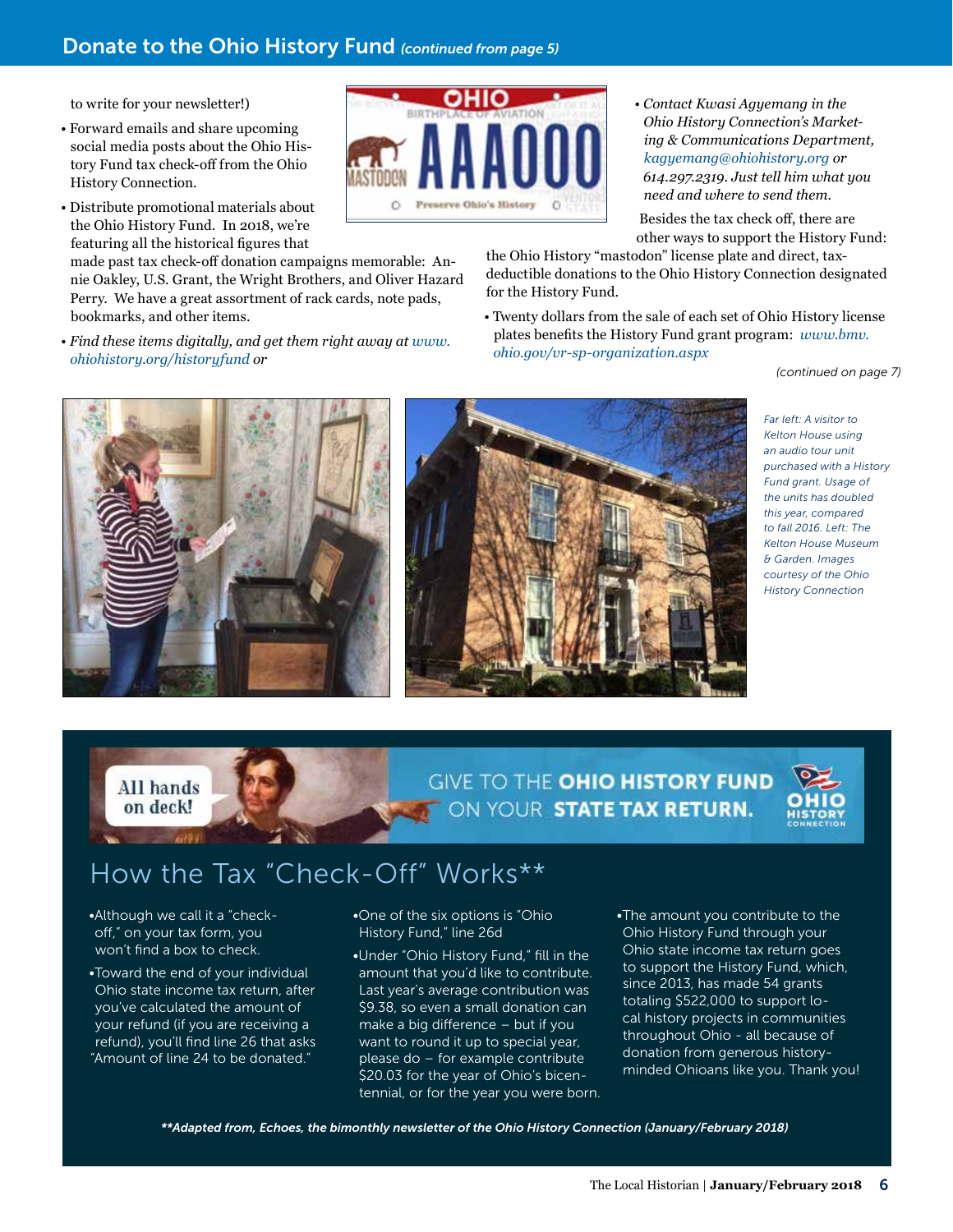## Donate to the Ohio History Fund *(continued from page 5)*

to write for your newsletter!)

- Forward emails and share upcoming social media posts about the Ohio History Fund tax check-off from the Ohio History Connection.
- Distribute promotional materials about the Ohio History Fund. In 2018, we're featuring all the historical figures that made past tax check-off donation campaigns memorable: Annie Oakley, U.S. Grant, the Wright Brothers, and Oliver Hazard Perry. We have a great assortment of rack cards, note pads, bookmarks, and other items.
- *Find these items digitally, and get them right away at www.ohiohistory.org/historyfund or*
- *Contact Kwasi Agyemang in the Ohio History Connection's Marketing & Communications Department, kagyemang@ohiohistory.org or 614.297.2319. Just tell him what you need and where to send them.*

Besides the tax check off, there are other ways to support the History Fund: the Ohio History "mastodon" license plate and direct, tax-deductible donations to the Ohio History Connection designated for the History Fund.

- Twenty dollars from the sale of each set of Ohio History license plates benefits the History Fund grant program: *www.bmv.ohio.gov/vr-sp-organization.aspx*

*(continued on page 7)*

*Far left: A visitor to Kelton House using an audio tour unit purchased with a History Fund grant. Usage of the units has doubled this year, compared to fall 2016. Left: The Kelton House Museum & Garden. Images courtesy of the Ohio History Connection*

All hands on deck!

GIVE TO THE **OHIO HISTORY FUND** ON YOUR **STATE TAX RETURN.**

## How the Tax "Check-Off" Works**

- Although we call it a "check-off," on your tax form, you won't find a box to check.
- Toward the end of your individual Ohio state income tax return, after you've calculated the amount of your refund (if you are receiving a refund), you'll find line 26 that asks "Amount of line 24 to be donated."
- One of the six options is "Ohio History Fund," line 26d
- Under "Ohio History Fund," fill in the amount that you'd like to contribute. Last year's average contribution was $9.38, so even a small donation can make a big difference – but if you want to round it up to special year, please do – for example contribute $20.03 for the year of Ohio's bicentennial, or for the year you were born.
- The amount you contribute to the Ohio History Fund through your Ohio state income tax return goes to support the History Fund, which, since 2013, has made 54 grants totaling $522,000 to support local history projects in communities throughout Ohio - all because of donation from generous history-minded Ohioans like you. Thank you!

***Adapted from, Echoes, the bimonthly newsletter of the Ohio History Connection (January/February 2018)*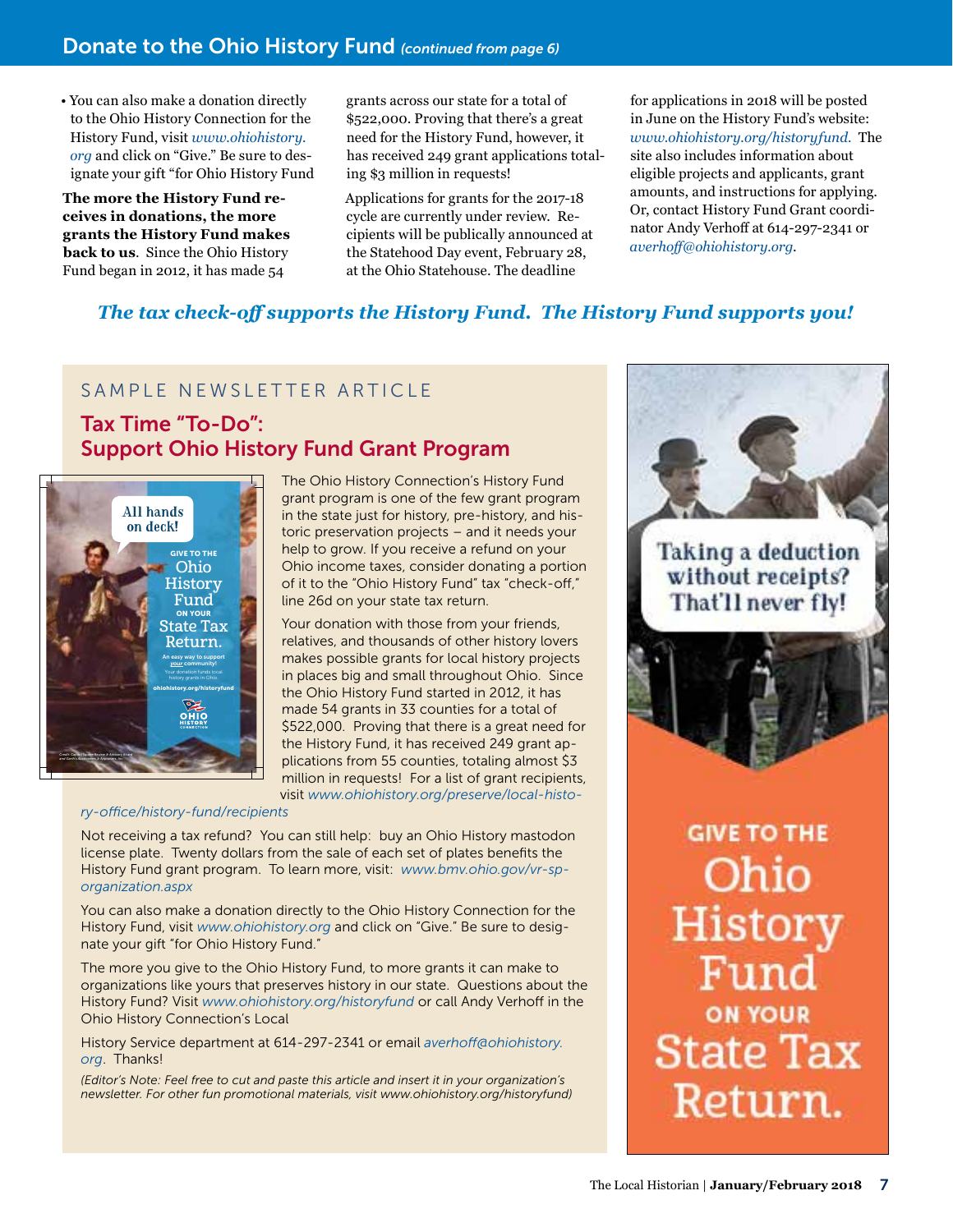## Donate to the Ohio History Fund *(continued from page 6)*

- You can also make a donation directly to the Ohio History Connection for the History Fund, visit *www.ohiohistory.org* and click on "Give." Be sure to designate your gift "for Ohio History Fund

**The more the History Fund receives in donations, the more grants the History Fund makes back to us**. Since the Ohio History Fund began in 2012, it has made 54 grants across our state for a total of $522,000. Proving that there's a great need for the History Fund, however, it has received 249 grant applications totaling $3 million in requests!

Applications for grants for the 2017-18 cycle are currently under review. Recipients will be publically announced at the Statehood Day event, February 28, at the Ohio Statehouse. The deadline for applications in 2018 will be posted in June on the History Fund's website: *www.ohiohistory.org/historyfund*. The site also includes information about eligible projects and applicants, grant amounts, and instructions for applying. Or, contact History Fund Grant coordinator Andy Verhoff at 614-297-2341 or *averhoff@ohiohistory.org*.

***The tax check-off supports the History Fund. The History Fund supports you!***

SAMPLE NEWSLETTER ARTICLE

### Tax Time "To-Do": Support Ohio History Fund Grant Program

The Ohio History Connection's History Fund grant program is one of the few grant program in the state just for history, pre-history, and historic preservation projects – and it needs your help to grow. If you receive a refund on your Ohio income taxes, consider donating a portion of it to the "Ohio History Fund" tax "check-off," line 26d on your state tax return.

Your donation with those from your friends, relatives, and thousands of other history lovers makes possible grants for local history projects in places big and small throughout Ohio. Since the Ohio History Fund started in 2012, it has made 54 grants in 33 counties for a total of $522,000. Proving that there is a great need for the History Fund, it has received 249 grant applications from 55 counties, totaling almost $3 million in requests! For a list of grant recipients, visit *www.ohiohistory.org/preserve/local-history-office/history-fund/recipients*

Not receiving a tax refund? You can still help: buy an Ohio History mastodon license plate. Twenty dollars from the sale of each set of plates benefits the History Fund grant program. To learn more, visit: *www.bmv.ohio.gov/vr-sp-organization.aspx*

You can also make a donation directly to the Ohio History Connection for the History Fund, visit *www.ohiohistory.org* and click on "Give." Be sure to designate your gift "for Ohio History Fund."

The more you give to the Ohio History Fund, to more grants it can make to organizations like yours that preserves history in our state. Questions about the History Fund? Visit *www.ohiohistory.org/historyfund* or call Andy Verhoff in the Ohio History Connection's Local

History Service department at 614-297-2341 or email *averhoff@ohiohistory.org*. Thanks!

*(Editor's Note: Feel free to cut and paste this article and insert it in your organization's newsletter. For other fun promotional materials, visit www.ohiohistory.org/historyfund)*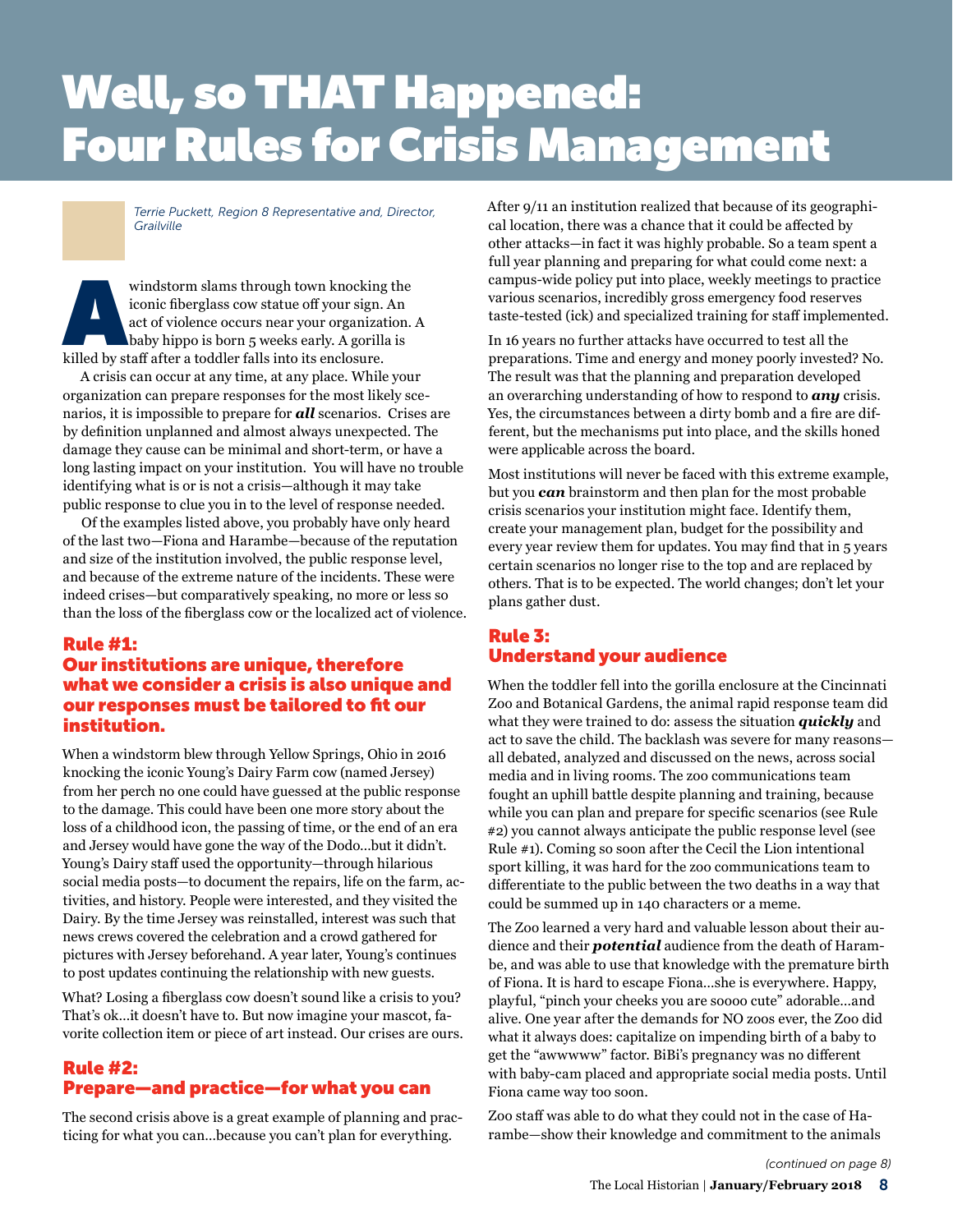# Well, so THAT Happened: Four Rules for Crisis Management

*Terrie Puckett, Region 8 Representative and, Director, Grailville*

A windstorm slams through town knocking the iconic fiberglass cow statue off your sign. An act of violence occurs near your organization. A baby hippo is born 5 weeks early. A gorilla is killed by staff after a toddler falls into its enclosure.

A crisis can occur at any time, at any place. While your organization can prepare responses for the most likely scenarios, it is impossible to prepare for ***all*** scenarios. Crises are by definition unplanned and almost always unexpected. The damage they cause can be minimal and short-term, or have a long lasting impact on your institution. You will have no trouble identifying what is or is not a crisis—although it may take public response to clue you in to the level of response needed.

Of the examples listed above, you probably have only heard of the last two—Fiona and Harambe—because of the reputation and size of the institution involved, the public response level, and because of the extreme nature of the incidents. These were indeed crises—but comparatively speaking, no more or less so than the loss of the fiberglass cow or the localized act of violence.

## Rule #1: Our institutions are unique, therefore what we consider a crisis is also unique and our responses must be tailored to fit our institution.

When a windstorm blew through Yellow Springs, Ohio in 2016 knocking the iconic Young's Dairy Farm cow (named Jersey) from her perch no one could have guessed at the public response to the damage. This could have been one more story about the loss of a childhood icon, the passing of time, or the end of an era and Jersey would have gone the way of the Dodo…but it didn't. Young's Dairy staff used the opportunity—through hilarious social media posts—to document the repairs, life on the farm, activities, and history. People were interested, and they visited the Dairy. By the time Jersey was reinstalled, interest was such that news crews covered the celebration and a crowd gathered for pictures with Jersey beforehand. A year later, Young's continues to post updates continuing the relationship with new guests.

What? Losing a fiberglass cow doesn't sound like a crisis to you? That's ok…it doesn't have to. But now imagine your mascot, favorite collection item or piece of art instead. Our crises are ours.

## Rule #2: Prepare—and practice—for what you can

The second crisis above is a great example of planning and practicing for what you can…because you can't plan for everything.

After 9/11 an institution realized that because of its geographical location, there was a chance that it could be affected by other attacks—in fact it was highly probable. So a team spent a full year planning and preparing for what could come next: a campus-wide policy put into place, weekly meetings to practice various scenarios, incredibly gross emergency food reserves taste-tested (ick) and specialized training for staff implemented.

In 16 years no further attacks have occurred to test all the preparations. Time and energy and money poorly invested? No. The result was that the planning and preparation developed an overarching understanding of how to respond to ***any*** crisis. Yes, the circumstances between a dirty bomb and a fire are different, but the mechanisms put into place, and the skills honed were applicable across the board.

Most institutions will never be faced with this extreme example, but you ***can*** brainstorm and then plan for the most probable crisis scenarios your institution might face. Identify them, create your management plan, budget for the possibility and every year review them for updates. You may find that in 5 years certain scenarios no longer rise to the top and are replaced by others. That is to be expected. The world changes; don't let your plans gather dust.

## Rule 3: Understand your audience

When the toddler fell into the gorilla enclosure at the Cincinnati Zoo and Botanical Gardens, the animal rapid response team did what they were trained to do: assess the situation ***quickly*** and act to save the child. The backlash was severe for many reasons—all debated, analyzed and discussed on the news, across social media and in living rooms. The zoo communications team fought an uphill battle despite planning and training, because while you can plan and prepare for specific scenarios (see Rule #2) you cannot always anticipate the public response level (see Rule #1). Coming so soon after the Cecil the Lion intentional sport killing, it was hard for the zoo communications team to differentiate to the public between the two deaths in a way that could be summed up in 140 characters or a meme.

The Zoo learned a very hard and valuable lesson about their audience and their ***potential*** audience from the death of Harambe, and was able to use that knowledge with the premature birth of Fiona. It is hard to escape Fiona…she is everywhere. Happy, playful, "pinch your cheeks you are soooo cute" adorable…and alive. One year after the demands for NO zoos ever, the Zoo did what it always does: capitalize on impending birth of a baby to get the "awwwwww" factor. BiBi's pregnancy was no different with baby-cam placed and appropriate social media posts. Until Fiona came way too soon.

Zoo staff was able to do what they could not in the case of Harambe—show their knowledge and commitment to the animals

*(continued on page 8)*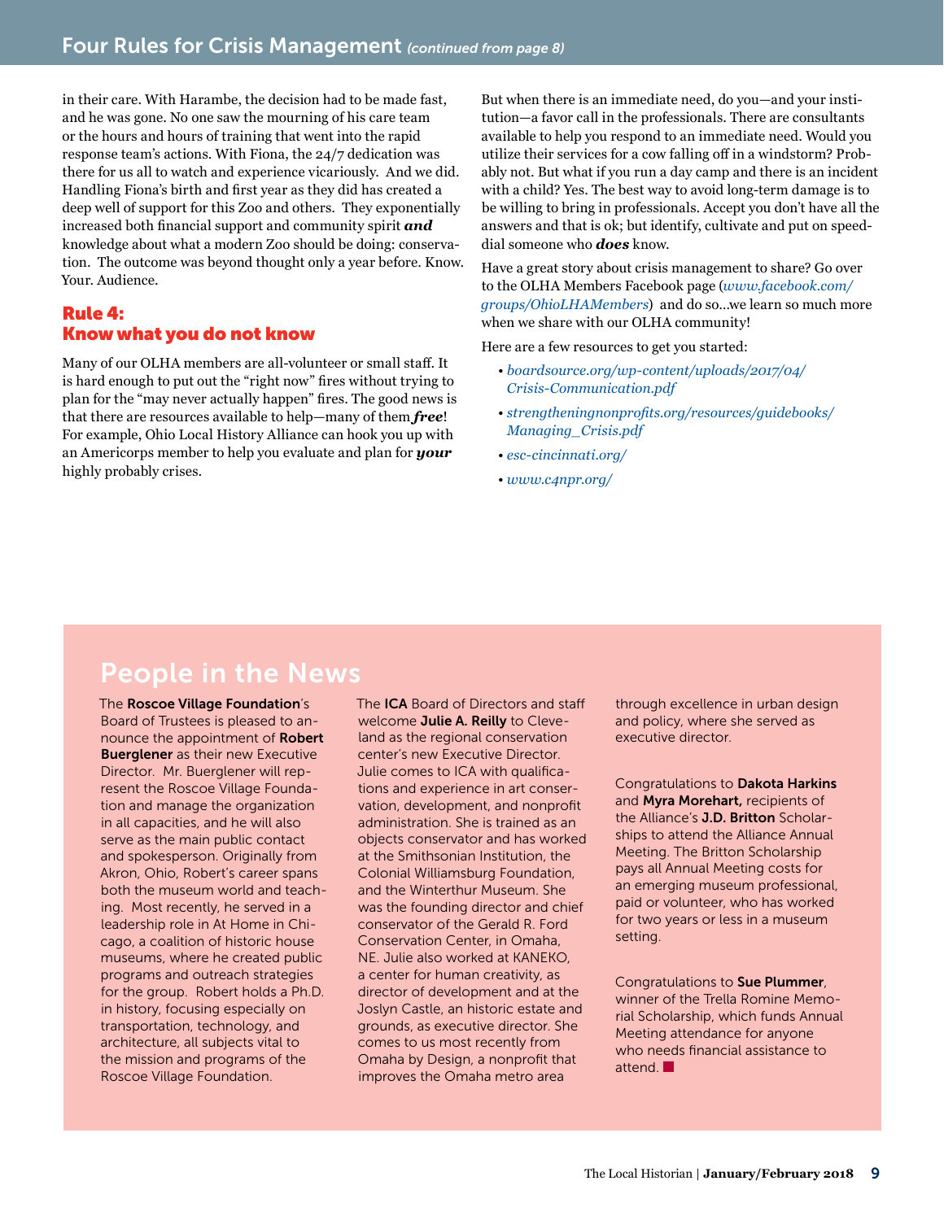## Four Rules for Crisis Management *(continued from page 8)*

in their care. With Harambe, the decision had to be made fast, and he was gone. No one saw the mourning of his care team or the hours and hours of training that went into the rapid response team's actions. With Fiona, the 24/7 dedication was there for us all to watch and experience vicariously. And we did. Handling Fiona's birth and first year as they did has created a deep well of support for this Zoo and others. They exponentially increased both financial support and community spirit ***and*** knowledge about what a modern Zoo should be doing: conservation. The outcome was beyond thought only a year before. Know. Your. Audience.

### Rule 4: Know what you do not know

Many of our OLHA members are all-volunteer or small staff. It is hard enough to put out the "right now" fires without trying to plan for the "may never actually happen" fires. The good news is that there are resources available to help—many of them ***free***! For example, Ohio Local History Alliance can hook you up with an Americorps member to help you evaluate and plan for ***your*** highly probably crises.

But when there is an immediate need, do you—and your institution—a favor call in the professionals. There are consultants available to help you respond to an immediate need. Would you utilize their services for a cow falling off in a windstorm? Probably not. But what if you run a day camp and there is an incident with a child? Yes. The best way to avoid long-term damage is to be willing to bring in professionals. Accept you don't have all the answers and that is ok; but identify, cultivate and put on speed-dial someone who ***does*** know.

Have a great story about crisis management to share? Go over to the OLHA Members Facebook page (*www.facebook.com/groups/OhioLHAMembers*) and do so...we learn so much more when we share with our OLHA community!

Here are a few resources to get you started:

- *boardsource.org/wp-content/uploads/2017/04/Crisis-Communication.pdf*
- *strengtheningnonprofits.org/resources/guidebooks/Managing_Crisis.pdf*
- *esc-cincinnati.org/*
- *www.c4npr.org/*

## People in the News

The **Roscoe Village Foundation**'s Board of Trustees is pleased to announce the appointment of **Robert Buerglener** as their new Executive Director. Mr. Buerglener will represent the Roscoe Village Foundation and manage the organization in all capacities, and he will also serve as the main public contact and spokesperson. Originally from Akron, Ohio, Robert's career spans both the museum world and teaching. Most recently, he served in a leadership role in At Home in Chicago, a coalition of historic house museums, where he created public programs and outreach strategies for the group. Robert holds a Ph.D. in history, focusing especially on transportation, technology, and architecture, all subjects vital to the mission and programs of the Roscoe Village Foundation.

The **ICA** Board of Directors and staff welcome **Julie A. Reilly** to Cleveland as the regional conservation center's new Executive Director. Julie comes to ICA with qualifications and experience in art conservation, development, and nonprofit administration. She is trained as an objects conservator and has worked at the Smithsonian Institution, the Colonial Williamsburg Foundation, and the Winterthur Museum. She was the founding director and chief conservator of the Gerald R. Ford Conservation Center, in Omaha, NE. Julie also worked at KANEKO, a center for human creativity, as director of development and at the Joslyn Castle, an historic estate and grounds, as executive director. She comes to us most recently from Omaha by Design, a nonprofit that improves the Omaha metro area through excellence in urban design and policy, where she served as executive director.

Congratulations to **Dakota Harkins** and **Myra Morehart,** recipients of the Alliance's **J.D. Britton** Scholarships to attend the Alliance Annual Meeting. The Britton Scholarship pays all Annual Meeting costs for an emerging museum professional, paid or volunteer, who has worked for two years or less in a museum setting.

Congratulations to **Sue Plummer**, winner of the Trella Romine Memorial Scholarship, which funds Annual Meeting attendance for anyone who needs financial assistance to attend. ■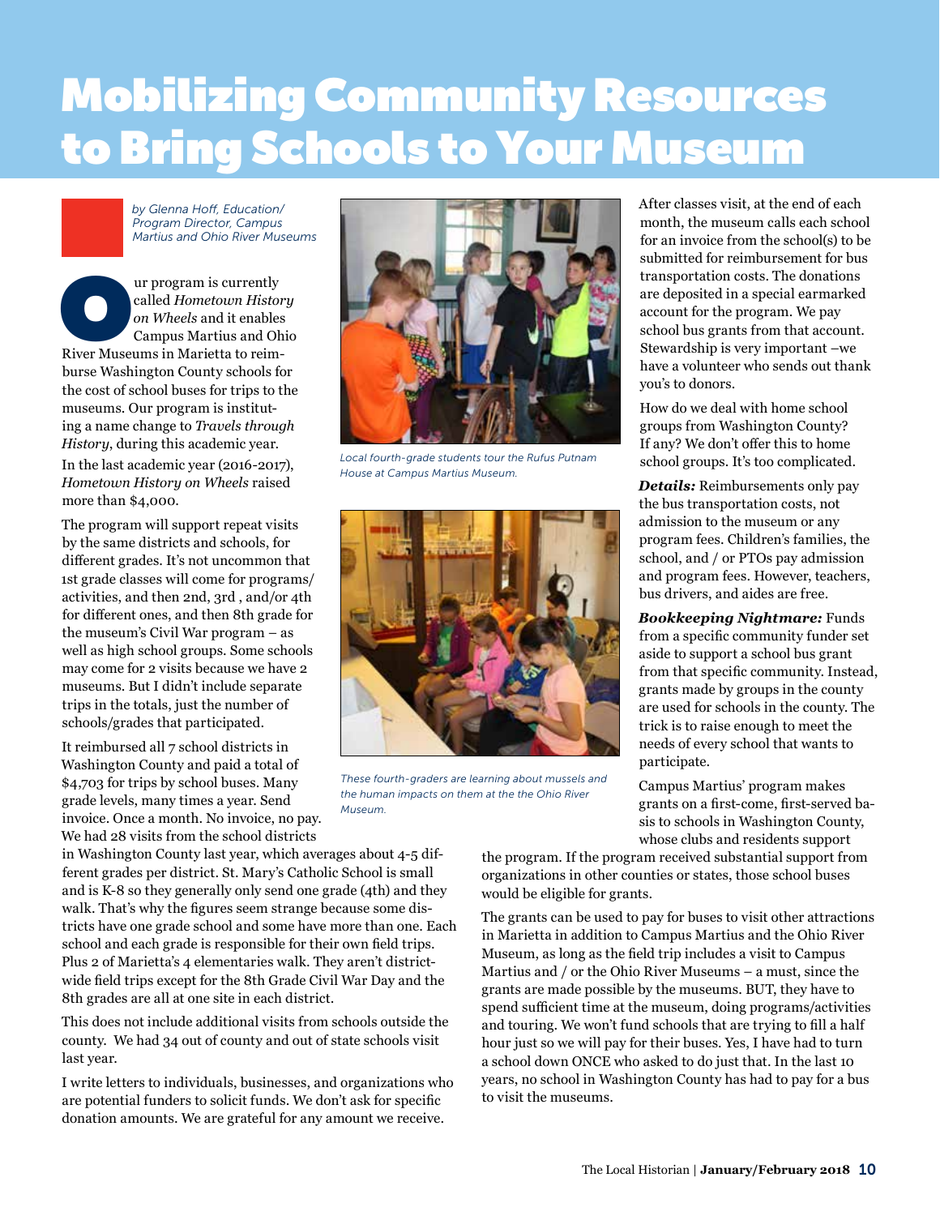# Mobilizing Community Resources to Bring Schools to Your Museum

*by Glenna Hoff, Education/ Program Director, Campus Martius and Ohio River Museums*

Our program is currently called *Hometown History on Wheels* and it enables Campus Martius and Ohio River Museums in Marietta to reimburse Washington County schools for the cost of school buses for trips to the museums. Our program is instituting a name change to *Travels through History*, during this academic year.

In the last academic year (2016-2017), *Hometown History on Wheels* raised more than $4,000.

The program will support repeat visits by the same districts and schools, for different grades. It's not uncommon that 1st grade classes will come for programs/ activities, and then 2nd, 3rd , and/or 4th for different ones, and then 8th grade for the museum's Civil War program – as well as high school groups. Some schools may come for 2 visits because we have 2 museums. But I didn't include separate trips in the totals, just the number of schools/grades that participated.

It reimbursed all 7 school districts in Washington County and paid a total of $4,703 for trips by school buses. Many grade levels, many times a year. Send invoice. Once a month. No invoice, no pay. We had 28 visits from the school districts in Washington County last year, which averages about 4-5 different grades per district. St. Mary's Catholic School is small and is K-8 so they generally only send one grade (4th) and they walk. That's why the figures seem strange because some districts have one grade school and some have more than one. Each school and each grade is responsible for their own field trips. Plus 2 of Marietta's 4 elementaries walk. They aren't district-wide field trips except for the 8th Grade Civil War Day and the 8th grades are all at one site in each district.

This does not include additional visits from schools outside the county. We had 34 out of county and out of state schools visit last year.

I write letters to individuals, businesses, and organizations who are potential funders to solicit funds. We don't ask for specific donation amounts. We are grateful for any amount we receive.

*Local fourth-grade students tour the Rufus Putnam House at Campus Martius Museum.*

*These fourth-graders are learning about mussels and the human impacts on them at the the Ohio River Museum.*

After classes visit, at the end of each month, the museum calls each school for an invoice from the school(s) to be submitted for reimbursement for bus transportation costs. The donations are deposited in a special earmarked account for the program. We pay school bus grants from that account. Stewardship is very important –we have a volunteer who sends out thank you's to donors.

How do we deal with home school groups from Washington County? If any? We don't offer this to home school groups. It's too complicated.

***Details:*** Reimbursements only pay the bus transportation costs, not admission to the museum or any program fees. Children's families, the school, and / or PTOs pay admission and program fees. However, teachers, bus drivers, and aides are free.

***Bookkeeping Nightmare:*** Funds from a specific community funder set aside to support a school bus grant from that specific community. Instead, grants made by groups in the county are used for schools in the county. The trick is to raise enough to meet the needs of every school that wants to participate.

Campus Martius' program makes grants on a first-come, first-served basis to schools in Washington County, whose clubs and residents support the program. If the program received substantial support from organizations in other counties or states, those school buses would be eligible for grants.

The grants can be used to pay for buses to visit other attractions in Marietta in addition to Campus Martius and the Ohio River Museum, as long as the field trip includes a visit to Campus Martius and / or the Ohio River Museums – a must, since the grants are made possible by the museums. BUT, they have to spend sufficient time at the museum, doing programs/activities and touring. We won't fund schools that are trying to fill a half hour just so we will pay for their buses. Yes, I have had to turn a school down ONCE who asked to do just that. In the last 10 years, no school in Washington County has had to pay for a bus to visit the museums.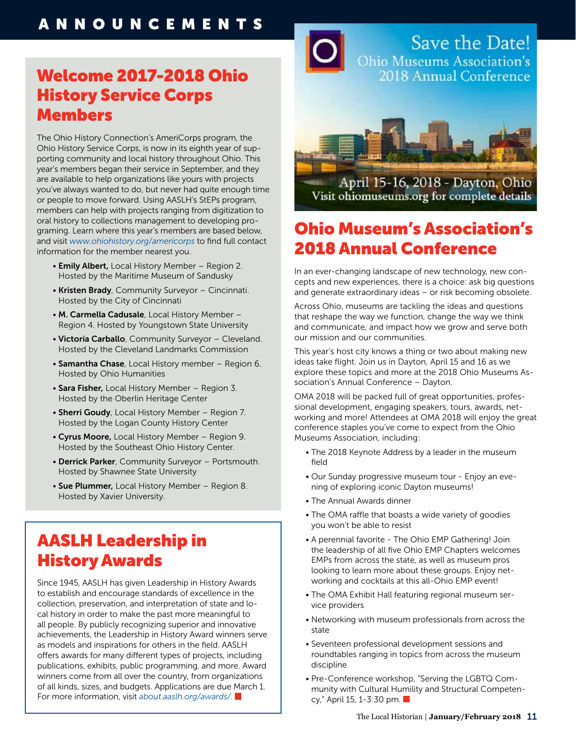# Welcome 2017-2018 Ohio History Service Corps Members

The Ohio History Connection's AmeriCorps program, the Ohio History Service Corps, is now in its eighth year of supporting community and local history throughout Ohio. This year's members began their service in September, and they are available to help organizations like yours with projects you've always wanted to do, but never had quite enough time or people to move forward. Using AASLH's StEPs program, members can help with projects ranging from digitization to oral history to collections management to developing programing. Learn where this year's members are based below, and visit *www.ohiohistory.org/americorps* to find full contact information for the member nearest you.

- **Emily Albert,** Local History Member – Region 2. Hosted by the Maritime Museum of Sandusky
- **Kristen Brady**, Community Surveyor – Cincinnati. Hosted by the City of Cincinnati
- **M. Carmella Cadusale**, Local History Member – Region 4. Hosted by Youngstown State University
- **Victoria Carballo**, Community Surveyor – Cleveland. Hosted by the Cleveland Landmarks Commission
- **Samantha Chase**, Local History member – Region 6. Hosted by Ohio Humanities
- **Sara Fisher,** Local History Member – Region 3. Hosted by the Oberlin Heritage Center
- **Sherri Goudy**, Local History Member – Region 7. Hosted by the Logan County History Center
- **Cyrus Moore,** Local History Member – Region 9. Hosted by the Southeast Ohio History Center.
- **Derrick Parker**, Community Surveyor – Portsmouth. Hosted by Shawnee State University
- **Sue Plummer,** Local History Member – Region 8. Hosted by Xavier University.

# AASLH Leadership in History Awards

Since 1945, AASLH has given Leadership in History Awards to establish and encourage standards of excellence in the collection, preservation, and interpretation of state and local history in order to make the past more meaningful to all people. By publicly recognizing superior and innovative achievements, the Leadership in History Award winners serve as models and inspirations for others in the field. AASLH offers awards for many different types of projects, including publications, exhibits, public programming, and more. Award winners come from all over the country, from organizations of all kinds, sizes, and budgets. Applications are due March 1. For more information, visit *about.aaslh.org/awards/*.

Save the Date!
Ohio Museums Association's 2018 Annual Conference

April 15-16, 2018 - Dayton, Ohio
Visit ohiomuseums.org for complete details

# Ohio Museum's Association's 2018 Annual Conference

In an ever-changing landscape of new technology, new concepts and new experiences, there is a choice: ask big questions and generate extraordinary ideas – or risk becoming obsolete.

Across Ohio, museums are tackling the ideas and questions that reshape the way we function, change the way we think and communicate, and impact how we grow and serve both our mission and our communities.

This year's host city knows a thing or two about making new ideas take flight. Join us in Dayton, April 15 and 16 as we explore these topics and more at the 2018 Ohio Museums Association's Annual Conference – Dayton.

OMA 2018 will be packed full of great opportunities, professional development, engaging speakers, tours, awards, networking and more! Attendees at OMA 2018 will enjoy the great conference staples you've come to expect from the Ohio Museums Association, including:

- The 2018 Keynote Address by a leader in the museum field
- Our Sunday progressive museum tour - Enjoy an evening of exploring iconic Dayton museums!
- The Annual Awards dinner
- The OMA raffle that boasts a wide variety of goodies you won't be able to resist
- A perennial favorite - The Ohio EMP Gathering! Join the leadership of all five Ohio EMP Chapters welcomes EMPs from across the state, as well as museum pros looking to learn more about these groups. Enjoy networking and cocktails at this all-Ohio EMP event!
- The OMA Exhibit Hall featuring regional museum service providers
- Networking with museum professionals from across the state
- Seventeen professional development sessions and roundtables ranging in topics from across the museum discipline
- Pre-Conference workshop, "Serving the LGBTQ Community with Cultural Humility and Structural Competency," April 15, 1-3:30 pm.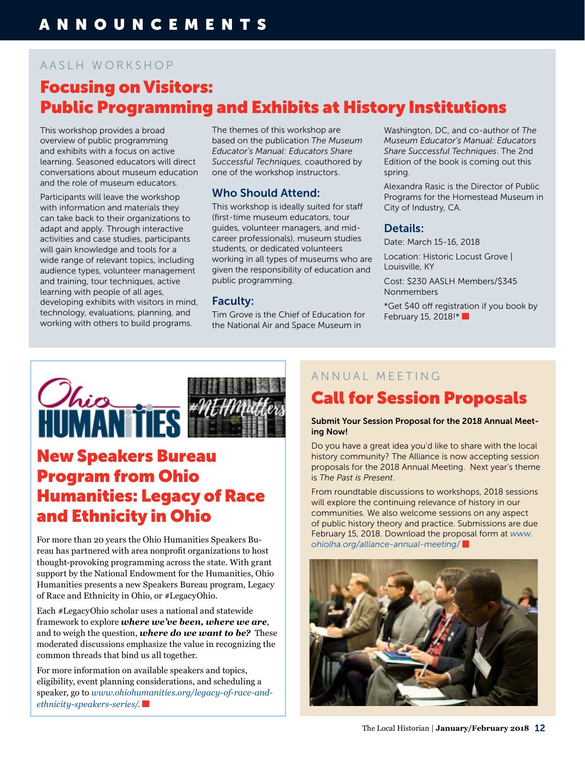# ANNOUNCEMENTS

AASLH WORKSHOP

## Focusing on Visitors: Public Programming and Exhibits at History Institutions

This workshop provides a broad overview of public programming and exhibits with a focus on active learning. Seasoned educators will direct conversations about museum education and the role of museum educators.

Participants will leave the workshop with information and materials they can take back to their organizations to adapt and apply. Through interactive activities and case studies, participants will gain knowledge and tools for a wide range of relevant topics, including audience types, volunteer management and training, tour techniques, active learning with people of all ages, developing exhibits with visitors in mind, technology, evaluations, planning, and working with others to build programs.

The themes of this workshop are based on the publication *The Museum Educator's Manual: Educators Share Successful Techniques*, coauthored by one of the workshop instructors.

### Who Should Attend:

This workshop is ideally suited for staff (first-time museum educators, tour guides, volunteer managers, and mid-career professionals), museum studies students, or dedicated volunteers working in all types of museums who are given the responsibility of education and public programming.

### Faculty:

Tim Grove is the Chief of Education for the National Air and Space Museum in Washington, DC, and co-author of *The Museum Educator's Manual: Educators Share Successful Techniques*. The 2nd Edition of the book is coming out this spring.

Alexandra Rasic is the Director of Public Programs for the Homestead Museum in City of Industry, CA.

### Details:

Date: March 15-16, 2018

Location: Historic Locust Grove | Louisville, KY

Cost: $230 AASLH Members/$345 Nonmembers

*Get $40 off registration if you book by February 15, 2018!*

Ohio HUMANITIES #NEHMatters

## New Speakers Bureau Program from Ohio Humanities: Legacy of Race and Ethnicity in Ohio

For more than 20 years the Ohio Humanities Speakers Bureau has partnered with area nonprofit organizations to host thought-provoking programming across the state. With grant support by the National Endowment for the Humanities, Ohio Humanities presents a new Speakers Bureau program, Legacy of Race and Ethnicity in Ohio, or #LegacyOhio.

Each #LegacyOhio scholar uses a national and statewide framework to explore ***where we've been, where we are***, and to weigh the question, ***where do we want to be?*** These moderated discussions emphasize the value in recognizing the common threads that bind us all together.

For more information on available speakers and topics, eligibility, event planning considerations, and scheduling a speaker, go to *www.ohiohumanities.org/legacy-of-race-and-ethnicity-speakers-series/.*

ANNUAL MEETING

## Call for Session Proposals

**Submit Your Session Proposal for the 2018 Annual Meeting Now!**

Do you have a great idea you'd like to share with the local history community? The Alliance is now accepting session proposals for the 2018 Annual Meeting. Next year's theme is *The Past is Present*.

From roundtable discussions to workshops, 2018 sessions will explore the continuing relevance of history in our communities. We also welcome sessions on any aspect of public history theory and practice. Submissions are due February 15, 2018. Download the proposal form at *www.ohiolha.org/alliance-annual-meeting/*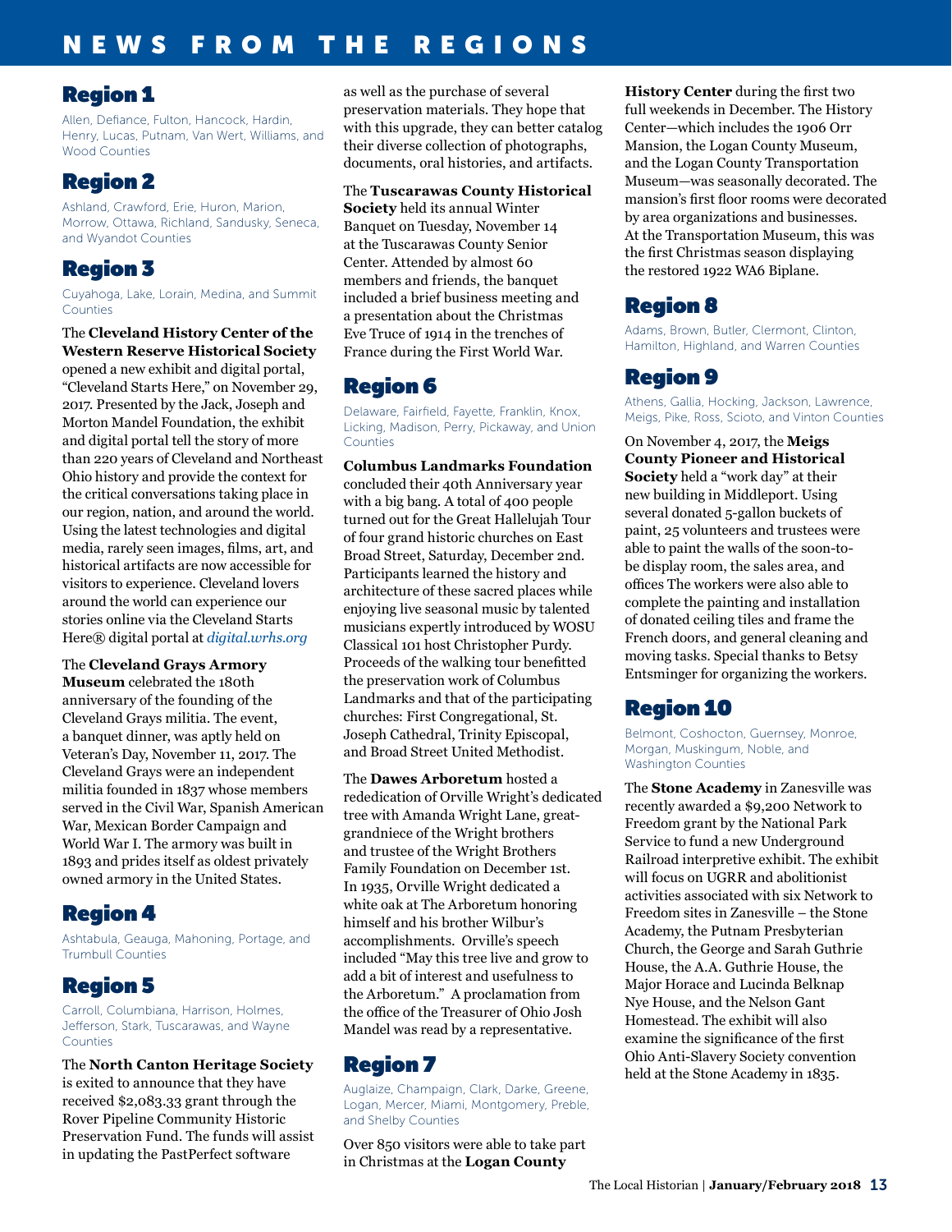# NEWS FROM THE REGIONS

## Region 1

Allen, Defiance, Fulton, Hancock, Hardin, Henry, Lucas, Putnam, Van Wert, Williams, and Wood Counties

## Region 2

Ashland, Crawford, Erie, Huron, Marion, Morrow, Ottawa, Richland, Sandusky, Seneca, and Wyandot Counties

## Region 3

Cuyahoga, Lake, Lorain, Medina, and Summit Counties

The **Cleveland History Center of the Western Reserve Historical Society** opened a new exhibit and digital portal, "Cleveland Starts Here," on November 29, 2017. Presented by the Jack, Joseph and Morton Mandel Foundation, the exhibit and digital portal tell the story of more than 220 years of Cleveland and Northeast Ohio history and provide the context for the critical conversations taking place in our region, nation, and around the world. Using the latest technologies and digital media, rarely seen images, films, art, and historical artifacts are now accessible for visitors to experience. Cleveland lovers around the world can experience our stories online via the Cleveland Starts Here® digital portal at *digital.wrhs.org*

The **Cleveland Grays Armory Museum** celebrated the 180th anniversary of the founding of the Cleveland Grays militia. The event, a banquet dinner, was aptly held on Veteran's Day, November 11, 2017. The Cleveland Grays were an independent militia founded in 1837 whose members served in the Civil War, Spanish American War, Mexican Border Campaign and World War I. The armory was built in 1893 and prides itself as oldest privately owned armory in the United States.

## Region 4

Ashtabula, Geauga, Mahoning, Portage, and Trumbull Counties

## Region 5

Carroll, Columbiana, Harrison, Holmes, Jefferson, Stark, Tuscarawas, and Wayne Counties

The **North Canton Heritage Society** is exited to announce that they have received $2,083.33 grant through the Rover Pipeline Community Historic Preservation Fund. The funds will assist in updating the PastPerfect software as well as the purchase of several preservation materials. They hope that with this upgrade, they can better catalog their diverse collection of photographs, documents, oral histories, and artifacts.

The **Tuscarawas County Historical Society** held its annual Winter Banquet on Tuesday, November 14 at the Tuscarawas County Senior Center. Attended by almost 60 members and friends, the banquet included a brief business meeting and a presentation about the Christmas Eve Truce of 1914 in the trenches of France during the First World War.

## Region 6

Delaware, Fairfield, Fayette, Franklin, Knox, Licking, Madison, Perry, Pickaway, and Union Counties

**Columbus Landmarks Foundation** concluded their 40th Anniversary year with a big bang. A total of 400 people turned out for the Great Hallelujah Tour of four grand historic churches on East Broad Street, Saturday, December 2nd. Participants learned the history and architecture of these sacred places while enjoying live seasonal music by talented musicians expertly introduced by WOSU Classical 101 host Christopher Purdy. Proceeds of the walking tour benefitted the preservation work of Columbus Landmarks and that of the participating churches: First Congregational, St. Joseph Cathedral, Trinity Episcopal, and Broad Street United Methodist.

The **Dawes Arboretum** hosted a rededication of Orville Wright's dedicated tree with Amanda Wright Lane, great-grandniece of the Wright brothers and trustee of the Wright Brothers Family Foundation on December 1st. In 1935, Orville Wright dedicated a white oak at The Arboretum honoring himself and his brother Wilbur's accomplishments. Orville's speech included "May this tree live and grow to add a bit of interest and usefulness to the Arboretum." A proclamation from the office of the Treasurer of Ohio Josh Mandel was read by a representative.

## Region 7

Auglaize, Champaign, Clark, Darke, Greene, Logan, Mercer, Miami, Montgomery, Preble, and Shelby Counties

Over 850 visitors were able to take part in Christmas at the **Logan County History Center** during the first two full weekends in December. The History Center—which includes the 1906 Orr Mansion, the Logan County Museum, and the Logan County Transportation Museum—was seasonally decorated. The mansion's first floor rooms were decorated by area organizations and businesses. At the Transportation Museum, this was the first Christmas season displaying the restored 1922 WA6 Biplane.

## Region 8

Adams, Brown, Butler, Clermont, Clinton, Hamilton, Highland, and Warren Counties

## Region 9

Athens, Gallia, Hocking, Jackson, Lawrence, Meigs, Pike, Ross, Scioto, and Vinton Counties

On November 4, 2017, the **Meigs County Pioneer and Historical Society** held a "work day" at their new building in Middleport. Using several donated 5-gallon buckets of paint, 25 volunteers and trustees were able to paint the walls of the soon-to-be display room, the sales area, and offices The workers were also able to complete the painting and installation of donated ceiling tiles and frame the French doors, and general cleaning and moving tasks. Special thanks to Betsy Entsminger for organizing the workers.

## Region 10

Belmont, Coshocton, Guernsey, Monroe, Morgan, Muskingum, Noble, and Washington Counties

The **Stone Academy** in Zanesville was recently awarded a $9,200 Network to Freedom grant by the National Park Service to fund a new Underground Railroad interpretive exhibit. The exhibit will focus on UGRR and abolitionist activities associated with six Network to Freedom sites in Zanesville – the Stone Academy, the Putnam Presbyterian Church, the George and Sarah Guthrie House, the A.A. Guthrie House, the Major Horace and Lucinda Belknap Nye House, and the Nelson Gant Homestead. The exhibit will also examine the significance of the first Ohio Anti-Slavery Society convention held at the Stone Academy in 1835.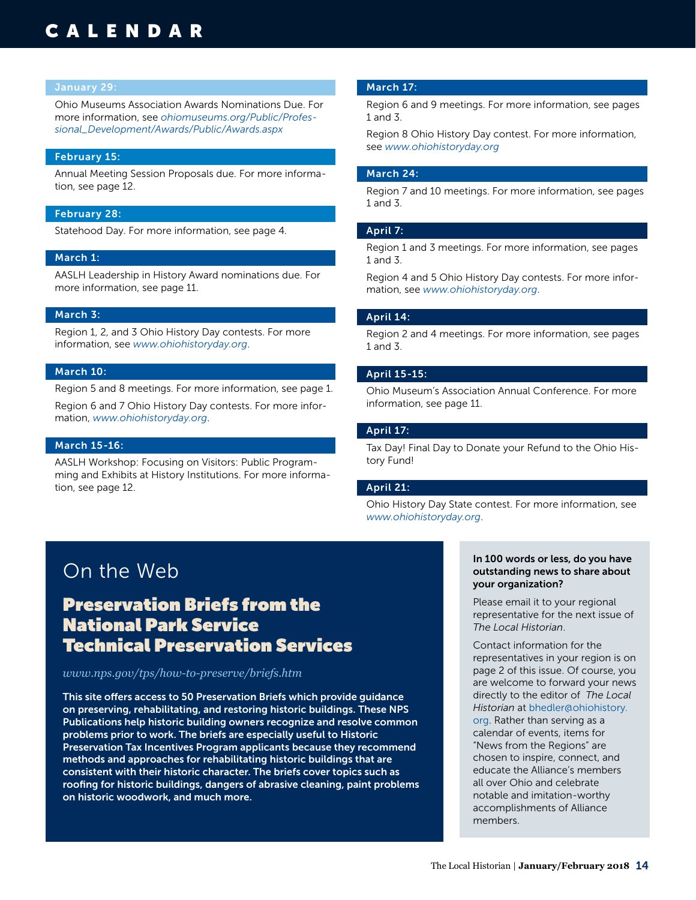# CALENDAR

### January 29:

Ohio Museums Association Awards Nominations Due. For more information, see *ohiomuseums.org/Public/Professional_Development/Awards/Public/Awards.aspx*

### February 15:

Annual Meeting Session Proposals due. For more information, see page 12.

### February 28:

Statehood Day. For more information, see page 4.

### March 1:

AASLH Leadership in History Award nominations due. For more information, see page 11.

### March 3:

Region 1, 2, and 3 Ohio History Day contests. For more information, see *www.ohiohistoryday.org*.

### March 10:

Region 5 and 8 meetings. For more information, see page 1.

Region 6 and 7 Ohio History Day contests. For more information, *www.ohiohistoryday.org*.

### March 15-16:

AASLH Workshop: Focusing on Visitors: Public Programming and Exhibits at History Institutions. For more information, see page 12.

### March 17:

Region 6 and 9 meetings. For more information, see pages 1 and 3.

Region 8 Ohio History Day contest. For more information, see *www.ohiohistoryday.org*

### March 24:

Region 7 and 10 meetings. For more information, see pages 1 and 3.

### April 7:

Region 1 and 3 meetings. For more information, see pages 1 and 3.

Region 4 and 5 Ohio History Day contests. For more information, see *www.ohiohistoryday.org*.

### April 14:

Region 2 and 4 meetings. For more information, see pages 1 and 3.

### April 15-15:

Ohio Museum's Association Annual Conference. For more information, see page 11.

### April 17:

Tax Day! Final Day to Donate your Refund to the Ohio History Fund!

### April 21:

Ohio History Day State contest. For more information, see *www.ohiohistoryday.org*.

## On the Web

### Preservation Briefs from the National Park Service Technical Preservation Services

*www.nps.gov/tps/how-to-preserve/briefs.htm*

**This site offers access to 50 Preservation Briefs which provide guidance on preserving, rehabilitating, and restoring historic buildings. These NPS Publications help historic building owners recognize and resolve common problems prior to work. The briefs are especially useful to Historic Preservation Tax Incentives Program applicants because they recommend methods and approaches for rehabilitating historic buildings that are consistent with their historic character. The briefs cover topics such as roofing for historic buildings, dangers of abrasive cleaning, paint problems on historic woodwork, and much more.**

**In 100 words or less, do you have outstanding news to share about your organization?**

Please email it to your regional representative for the next issue of *The Local Historian*.

Contact information for the representatives in your region is on page 2 of this issue. Of course, you are welcome to forward your news directly to the editor of *The Local Historian* at bhedler@ohiohistory.org. Rather than serving as a calendar of events, items for "News from the Regions" are chosen to inspire, connect, and educate the Alliance's members all over Ohio and celebrate notable and imitation-worthy accomplishments of Alliance members.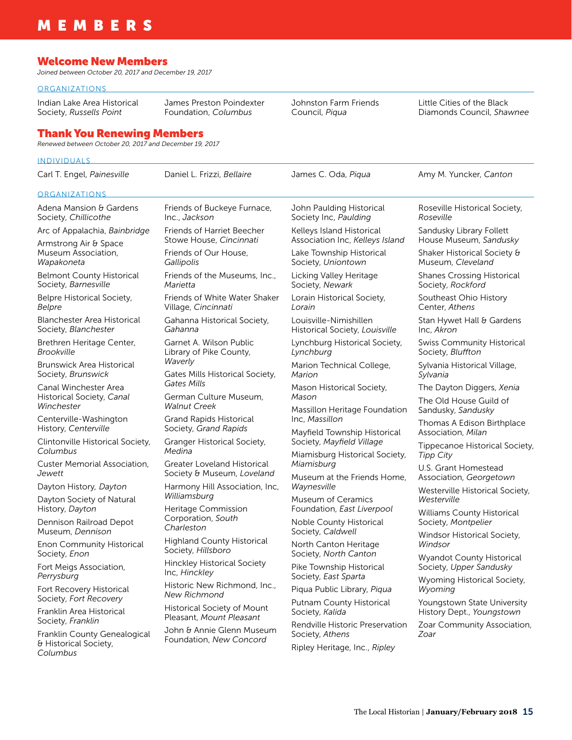# MEMBERS

## Welcome New Members

*Joined between October 20, 2017 and December 19, 2017*

### ORGANIZATIONS

- Indian Lake Area Historical Society, *Russells Point*
- James Preston Poindexter Foundation, *Columbus*
- Johnston Farm Friends Council, *Piqua*
- Little Cities of the Black Diamonds Council, *Shawnee*

## Thank You Renewing Members

*Renewed between October 20, 2017 and December 19, 2017*

### INDIVIDUALS

- Carl T. Engel, *Painesville*
- Daniel L. Frizzi, *Bellaire*
- James C. Oda, *Piqua*
- Amy M. Yuncker, *Canton*

### ORGANIZATIONS

- Adena Mansion & Gardens Society, *Chillicothe*
- Arc of Appalachia, *Bainbridge*
- Armstrong Air & Space Museum Association, *Wapakoneta*
- Belmont County Historical Society, *Barnesville*
- Belpre Historical Society, *Belpre*
- Blanchester Area Historical Society, *Blanchester*
- Brethren Heritage Center, *Brookville*
- Brunswick Area Historical Society, *Brunswick*
- Canal Winchester Area Historical Society, *Canal Winchester*
- Centerville-Washington History, *Centerville*
- Clintonville Historical Society, *Columbus*
- Custer Memorial Association, *Jewett*
- Dayton History, *Dayton*
- Dayton Society of Natural History, *Dayton*
- Dennison Railroad Depot Museum, *Dennison*
- Enon Community Historical Society, *Enon*
- Fort Meigs Association, *Perrysburg*
- Fort Recovery Historical Society, *Fort Recovery*
- Franklin Area Historical Society, *Franklin*
- Franklin County Genealogical & Historical Society, *Columbus*
- Friends of Buckeye Furnace, Inc., *Jackson*
- Friends of Harriet Beecher Stowe House, *Cincinnati*
- Friends of Our House, *Gallipolis*
- Friends of the Museums, Inc., *Marietta*
- Friends of White Water Shaker Village, *Cincinnati*
- Gahanna Historical Society, *Gahanna*
- Garnet A. Wilson Public Library of Pike County, *Waverly*
- Gates Mills Historical Society, *Gates Mills*
- German Culture Museum, *Walnut Creek*
- Grand Rapids Historical Society, *Grand Rapids*
- Granger Historical Society, *Medina*
- Greater Loveland Historical Society & Museum, *Loveland*
- Harmony Hill Association, Inc, *Williamsburg*
- Heritage Commission Corporation, *South Charleston*
- Highland County Historical Society, *Hillsboro*
- Hinckley Historical Society Inc, *Hinckley*
- Historic New Richmond, Inc., *New Richmond*
- Historical Society of Mount Pleasant, *Mount Pleasant*
- John & Annie Glenn Museum Foundation, *New Concord*
- John Paulding Historical Society Inc, *Paulding*
- Kelleys Island Historical Association Inc, *Kelleys Island*
- Lake Township Historical Society, *Uniontown*
- Licking Valley Heritage Society, *Newark*
- Lorain Historical Society, *Lorain*
- Louisville-Nimishillen Historical Society, *Louisville*
- Lynchburg Historical Society, *Lynchburg*
- Marion Technical College, *Marion*
- Mason Historical Society, *Mason*
- Massillon Heritage Foundation Inc, *Massillon*
- Mayfield Township Historical Society, *Mayfield Village*
- Miamisburg Historical Society, *Miamisburg*
- Museum at the Friends Home, *Waynesville*
- Museum of Ceramics Foundation, *East Liverpool*
- Noble County Historical Society, *Caldwell*
- North Canton Heritage Society, *North Canton*
- Pike Township Historical Society, *East Sparta*
- Piqua Public Library, *Piqua*
- Putnam County Historical Society, *Kalida*
- Rendville Historic Preservation Society, *Athens*
- Ripley Heritage, Inc., *Ripley*
- Roseville Historical Society, *Roseville*
- Sandusky Library Follett House Museum, *Sandusky*
- Shaker Historical Society & Museum, *Cleveland*
- Shanes Crossing Historical Society, *Rockford*
- Southeast Ohio History Center, *Athens*
- Stan Hywet Hall & Gardens Inc, *Akron*
- Swiss Community Historical Society, *Bluffton*
- Sylvania Historical Village, *Sylvania*
- The Dayton Diggers, *Xenia*
- The Old House Guild of Sandusky, *Sandusky*
- Thomas A Edison Birthplace Association, *Milan*
- Tippecanoe Historical Society, *Tipp City*
- U.S. Grant Homestead Association, *Georgetown*
- Westerville Historical Society, *Westerville*
- Williams County Historical Society, *Montpelier*
- Windsor Historical Society, *Windsor*
- Wyandot County Historical Society, *Upper Sandusky*
- Wyoming Historical Society, *Wyoming*
- Youngstown State University History Dept., *Youngstown*
- Zoar Community Association, *Zoar*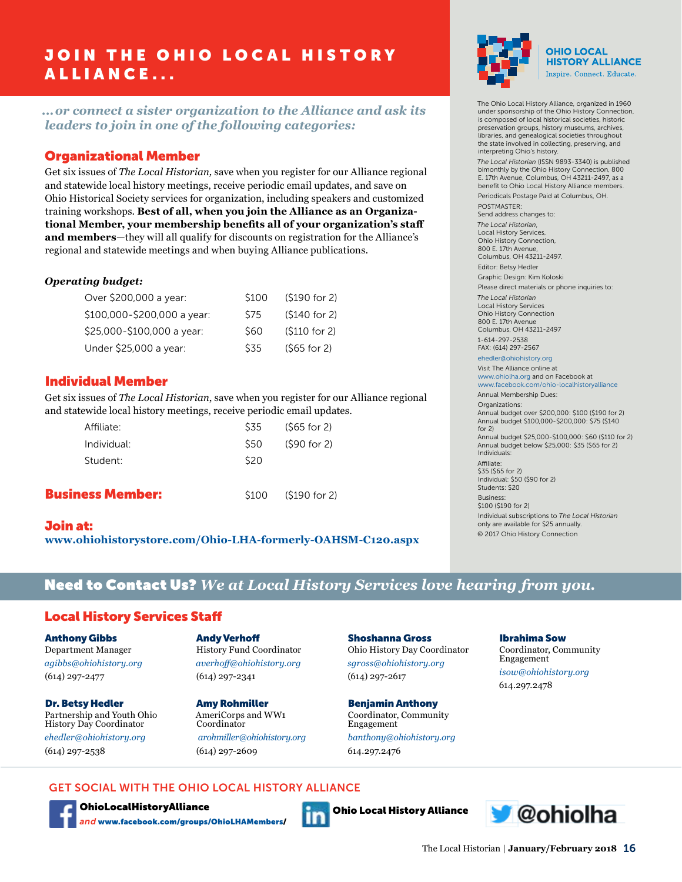# JOIN THE OHIO LOCAL HISTORY ALLIANCE...

*...or connect a sister organization to the Alliance and ask its leaders to join in one of the following categories:*

## Organizational Member

Get six issues of *The Local Historian,* save when you register for our Alliance regional and statewide local history meetings, receive periodic email updates, and save on Ohio Historical Society services for organization, including speakers and customized training workshops. **Best of all, when you join the Alliance as an Organizational Member, your membership benefits all of your organization's staff and members**—they will all qualify for discounts on registration for the Alliance's regional and statewide meetings and when buying Alliance publications.

***Operating budget:***

| | | |
|---|---|---|
| Over $200,000 a year: | $100 | ($190 for 2) |
| $100,000-$200,000 a year: | $75 | ($140 for 2) |
| $25,000-$100,000 a year: | $60 | ($110 for 2) |
| Under $25,000 a year: | $35 | ($65 for 2) |

## Individual Member

Get six issues of *The Local Historian*, save when you register for our Alliance regional and statewide local history meetings, receive periodic email updates.

| | | |
|---|---|---|
| Affiliate: | $35 | ($65 for 2) |
| Individual: | $50 | ($90 for 2) |
| Student: | $20 | |

## Business Member: $100 ($190 for 2)

## Join at:

**www.ohiohistorystore.com/Ohio-LHA-formerly-OAHSM-C120.aspx**

---

**OHIO LOCAL HISTORY ALLIANCE**
Inspire. Connect. Educate.

The Ohio Local History Alliance, organized in 1960 under sponsorship of the Ohio History Connection, is composed of local historical societies, historic preservation groups, history museums, archives, libraries, and genealogical societies throughout the state involved in collecting, preserving, and interpreting Ohio's history.

*The Local Historian* (ISSN 9893-3340) is published bimonthly by the Ohio History Connection, 800 E. 17th Avenue, Columbus, OH 43211-2497, as a benefit to Ohio Local History Alliance members.

Periodicals Postage Paid at Columbus, OH.

POSTMASTER:
Send address changes to:

*The Local Historian*,
Local History Services,
Ohio History Connection,
800 E. 17th Avenue,
Columbus, OH 43211-2497.

Editor: Betsy Hedler

Graphic Design: Kim Koloski

Please direct materials or phone inquiries to:

*The Local Historian*
Local History Services
Ohio History Connection
800 E. 17th Avenue
Columbus, OH 43211-2497

1-614-297-2538
FAX: (614) 297-2567

ehedler@ohiohistory.org

Visit The Alliance online at www.ohiolha.org and on Facebook at www.facebook.com/ohio-localhistoryalliance

Annual Membership Dues:

Organizations:
Annual budget over $200,000: $100 ($190 for 2)
Annual budget $100,000-$200,000: $75 ($140 for 2)
Annual budget $25,000-$100,000: $60 ($110 for 2)
Annual budget below $25,000: $35 ($65 for 2)
Individuals:

Affiliate:
$35 ($65 for 2)
Individual: $50 ($90 for 2)
Students: $20

Business:
$100 ($190 for 2)

Individual subscriptions to *The Local Historian* only are available for $25 annually.

© 2017 Ohio History Connection

---

## Need to Contact Us? *We at Local History Services love hearing from you.*

### Local History Services Staff

**Anthony Gibbs**
Department Manager
*agibbs@ohiohistory.org*
(614) 297-2477

**Andy Verhoff**
History Fund Coordinator
*averhoff@ohiohistory.org*
(614) 297-2341

**Shoshanna Gross**
Ohio History Day Coordinator
*sgross@ohiohistory.org*
(614) 297-2617

**Ibrahima Sow**
Coordinator, Community Engagement
*isow@ohiohistory.org*
614.297.2478

**Dr. Betsy Hedler**
Partnership and Youth Ohio History Day Coordinator
*ehedler@ohiohistory.org*
(614) 297-2538

**Amy Rohmiller**
AmeriCorps and WW1 Coordinator
*arohmiller@ohiohistory.org*
(614) 297-2609

**Benjamin Anthony**
Coordinator, Community Engagement
*banthony@ohiohistory.org*
614.297.2476

---

### GET SOCIAL WITH THE OHIO LOCAL HISTORY ALLIANCE

**OhioLocalHistoryAlliance**
*and* **www.facebook.com/groups/OhioLHAMembers/**

**Ohio Local History Alliance**

**@ohiolha**